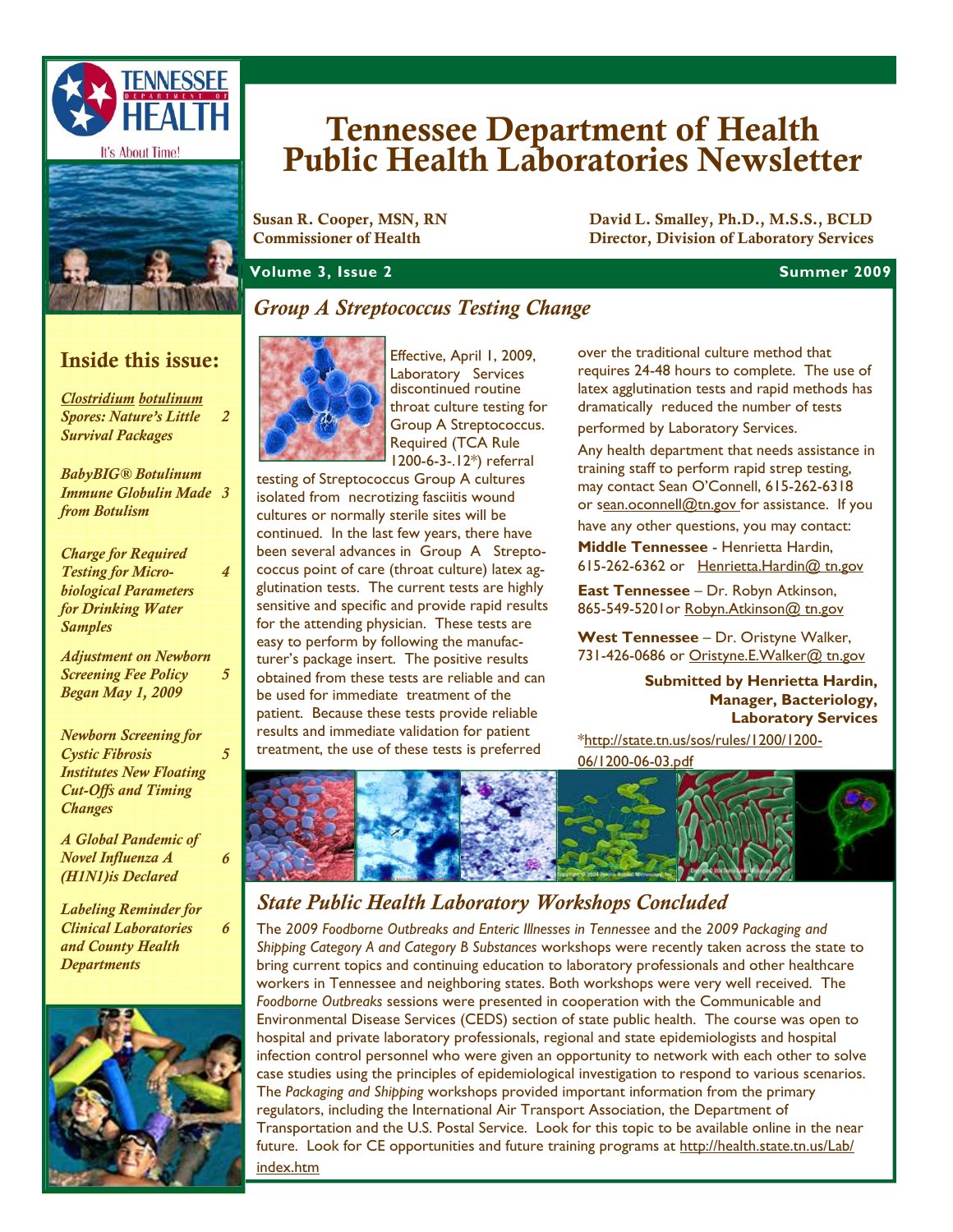# Tennessee Department of Health Public Health Laboratories Newsletter

**Susan R. Cooper, MSN, RN**
**Commissioner of Health**

**David L. Smalley, Ph.D., M.S.S., BCLD**
**Director, Division of Laboratory Services**

**Volume 3, Issue 2** **Summer 2009**

## Inside this issue:

| | |
|---|---|
| *Clostridium botulinum Spores: Nature's Little Survival Packages* | 2 |
| *BabyBIG® Botulinum Immune Globulin Made from Botulism* | 3 |
| *Charge for Required Testing for Microbiological Parameters for Drinking Water Samples* | 4 |
| *Adjustment on Newborn Screening Fee Policy Began May 1, 2009* | 5 |
| *Newborn Screening for Cystic Fibrosis Institutes New Floating Cut-Offs and Timing Changes* | 5 |
| *A Global Pandemic of Novel Influenza A (H1N1)is Declared* | 6 |
| *Labeling Reminder for Clinical Laboratories and County Health Departments* | 6 |

## *Group A Streptococcus Testing Change*

Effective, April 1, 2009, Laboratory Services discontinued routine throat culture testing for Group A Streptococcus. Required (TCA Rule 1200-6-3-.12*) referral testing of Streptococcus Group A cultures isolated from necrotizing fasciitis wound cultures or normally sterile sites will be continued. In the last few years, there have been several advances in Group A Streptococcus point of care (throat culture) latex agglutination tests. The current tests are highly sensitive and specific and provide rapid results for the attending physician. These tests are easy to perform by following the manufacturer's package insert. The positive results obtained from these tests are reliable and can be used for immediate treatment of the patient. Because these tests provide reliable results and immediate validation for patient treatment, the use of these tests is preferred over the traditional culture method that requires 24-48 hours to complete. The use of latex agglutination tests and rapid methods has dramatically reduced the number of tests performed by Laboratory Services.

Any health department that needs assistance in training staff to perform rapid strep testing, may contact Sean O'Connell, 615-262-6318 or sean.oconnell@tn.gov for assistance. If you have any other questions, you may contact:

**Middle Tennessee** - Henrietta Hardin, 615-262-6362 or Henrietta.Hardin@ tn.gov

**East Tennessee** – Dr. Robyn Atkinson, 865-549-5201or Robyn.Atkinson@ tn.gov

**West Tennessee** – Dr. Oristyne Walker, 731-426-0686 or Oristyne.E.Walker@ tn.gov

**Submitted by Henrietta Hardin, Manager, Bacteriology, Laboratory Services**

*http://state.tn.us/sos/rules/1200/1200-06/1200-06-03.pdf

## *State Public Health Laboratory Workshops Concluded*

The *2009 Foodborne Outbreaks and Enteric Illnesses in Tennessee* and the *2009 Packaging and Shipping Category A and Category B Substances* workshops were recently taken across the state to bring current topics and continuing education to laboratory professionals and other healthcare workers in Tennessee and neighboring states. Both workshops were very well received. The *Foodborne Outbreaks* sessions were presented in cooperation with the Communicable and Environmental Disease Services (CEDS) section of state public health. The course was open to hospital and private laboratory professionals, regional and state epidemiologists and hospital infection control personnel who were given an opportunity to network with each other to solve case studies using the principles of epidemiological investigation to respond to various scenarios. The *Packaging and Shipping* workshops provided important information from the primary regulators, including the International Air Transport Association, the Department of Transportation and the U.S. Postal Service. Look for this topic to be available online in the near future. Look for CE opportunities and future training programs at http://health.state.tn.us/Lab/index.htm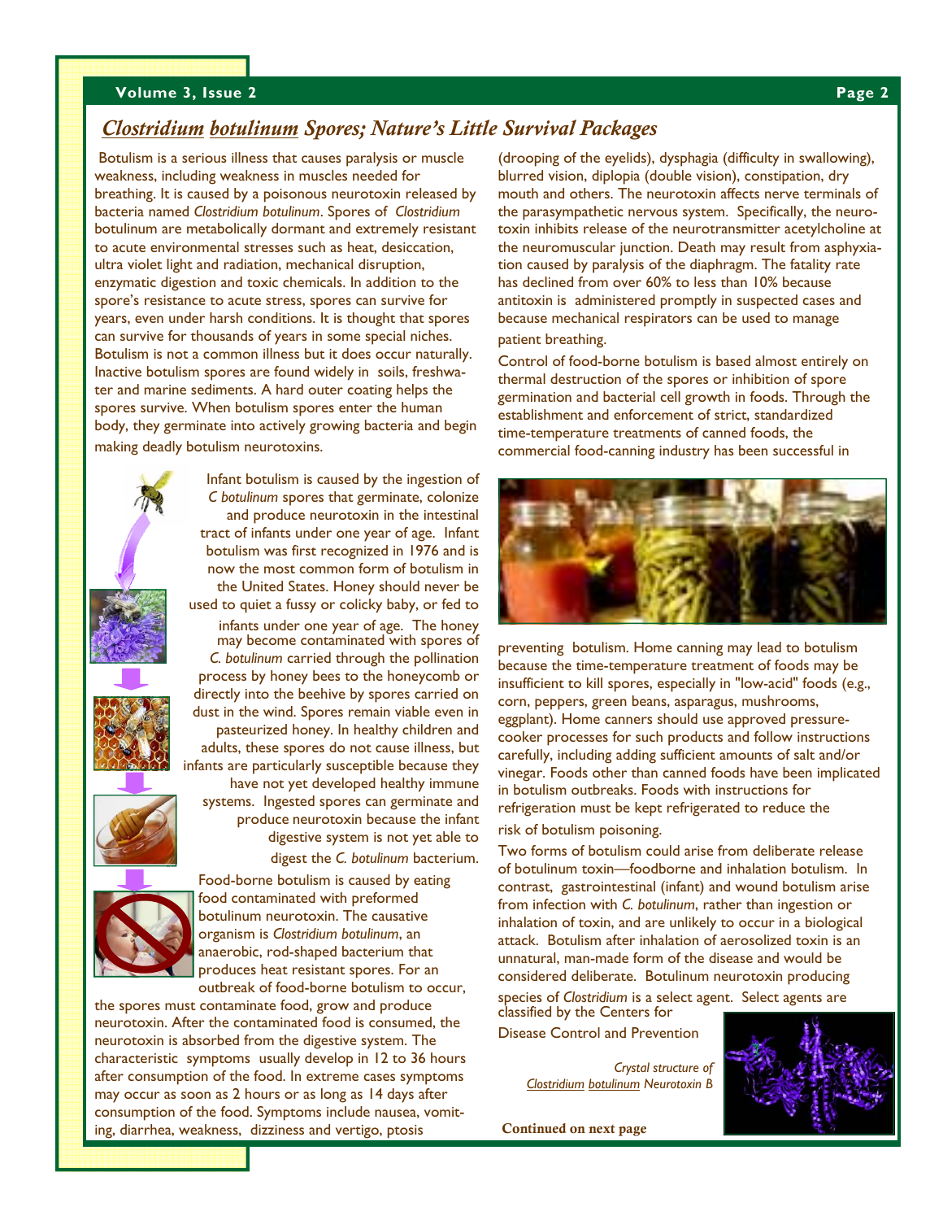## *Clostridium botulinum* Spores; Nature's Little Survival Packages

Botulism is a serious illness that causes paralysis or muscle weakness, including weakness in muscles needed for breathing. It is caused by a poisonous neurotoxin released by bacteria named *Clostridium botulinum*. Spores of *Clostridium* botulinum are metabolically dormant and extremely resistant to acute environmental stresses such as heat, desiccation, ultra violet light and radiation, mechanical disruption, enzymatic digestion and toxic chemicals. In addition to the spore's resistance to acute stress, spores can survive for years, even under harsh conditions. It is thought that spores can survive for thousands of years in some special niches. Botulism is not a common illness but it does occur naturally. Inactive botulism spores are found widely in soils, freshwater and marine sediments. A hard outer coating helps the spores survive. When botulism spores enter the human body, they germinate into actively growing bacteria and begin making deadly botulism neurotoxins.

Infant botulism is caused by the ingestion of *C botulinum* spores that germinate, colonize and produce neurotoxin in the intestinal tract of infants under one year of age. Infant botulism was first recognized in 1976 and is now the most common form of botulism in the United States. Honey should never be used to quiet a fussy or colicky baby, or fed to infants under one year of age. The honey may become contaminated with spores of *C. botulinum* carried through the pollination process by honey bees to the honeycomb or directly into the beehive by spores carried on dust in the wind. Spores remain viable even in pasteurized honey. In healthy children and adults, these spores do not cause illness, but infants are particularly susceptible because they have not yet developed healthy immune systems. Ingested spores can germinate and produce neurotoxin because the infant digestive system is not yet able to digest the *C. botulinum* bacterium.

Food-borne botulism is caused by eating food contaminated with preformed botulinum neurotoxin. The causative organism is *Clostridium botulinum*, an anaerobic, rod-shaped bacterium that produces heat resistant spores. For an outbreak of food-borne botulism to occur, the spores must contaminate food, grow and produce neurotoxin. After the contaminated food is consumed, the neurotoxin is absorbed from the digestive system. The characteristic symptoms usually develop in 12 to 36 hours after consumption of the food. In extreme cases symptoms may occur as soon as 2 hours or as long as 14 days after consumption of the food. Symptoms include nausea, vomiting, diarrhea, weakness, dizziness and vertigo, ptosis (drooping of the eyelids), dysphagia (difficulty in swallowing), blurred vision, diplopia (double vision), constipation, dry mouth and others. The neurotoxin affects nerve terminals of the parasympathetic nervous system. Specifically, the neurotoxin inhibits release of the neurotransmitter acetylcholine at the neuromuscular junction. Death may result from asphyxiation caused by paralysis of the diaphragm. The fatality rate has declined from over 60% to less than 10% because antitoxin is administered promptly in suspected cases and because mechanical respirators can be used to manage patient breathing.

Control of food-borne botulism is based almost entirely on thermal destruction of the spores or inhibition of spore germination and bacterial cell growth in foods. Through the establishment and enforcement of strict, standardized time-temperature treatments of canned foods, the commercial food-canning industry has been successful in preventing botulism. Home canning may lead to botulism because the time-temperature treatment of foods may be insufficient to kill spores, especially in "low-acid" foods (e.g., corn, peppers, green beans, asparagus, mushrooms, eggplant). Home canners should use approved pressure-cooker processes for such products and follow instructions carefully, including adding sufficient amounts of salt and/or vinegar. Foods other than canned foods have been implicated in botulism outbreaks. Foods with instructions for refrigeration must be kept refrigerated to reduce the risk of botulism poisoning.

Two forms of botulism could arise from deliberate release of botulinum toxin—foodborne and inhalation botulism. In contrast, gastrointestinal (infant) and wound botulism arise from infection with *C. botulinum*, rather than ingestion or inhalation of toxin, and are unlikely to occur in a biological attack. Botulism after inhalation of aerosolized toxin is an unnatural, man-made form of the disease and would be considered deliberate. Botulinum neurotoxin producing species of *Clostridium* is a select agent. Select agents are classified by the Centers for Disease Control and Prevention

*Crystal structure of Clostridium botulinum Neurotoxin B*

**Continued on next page**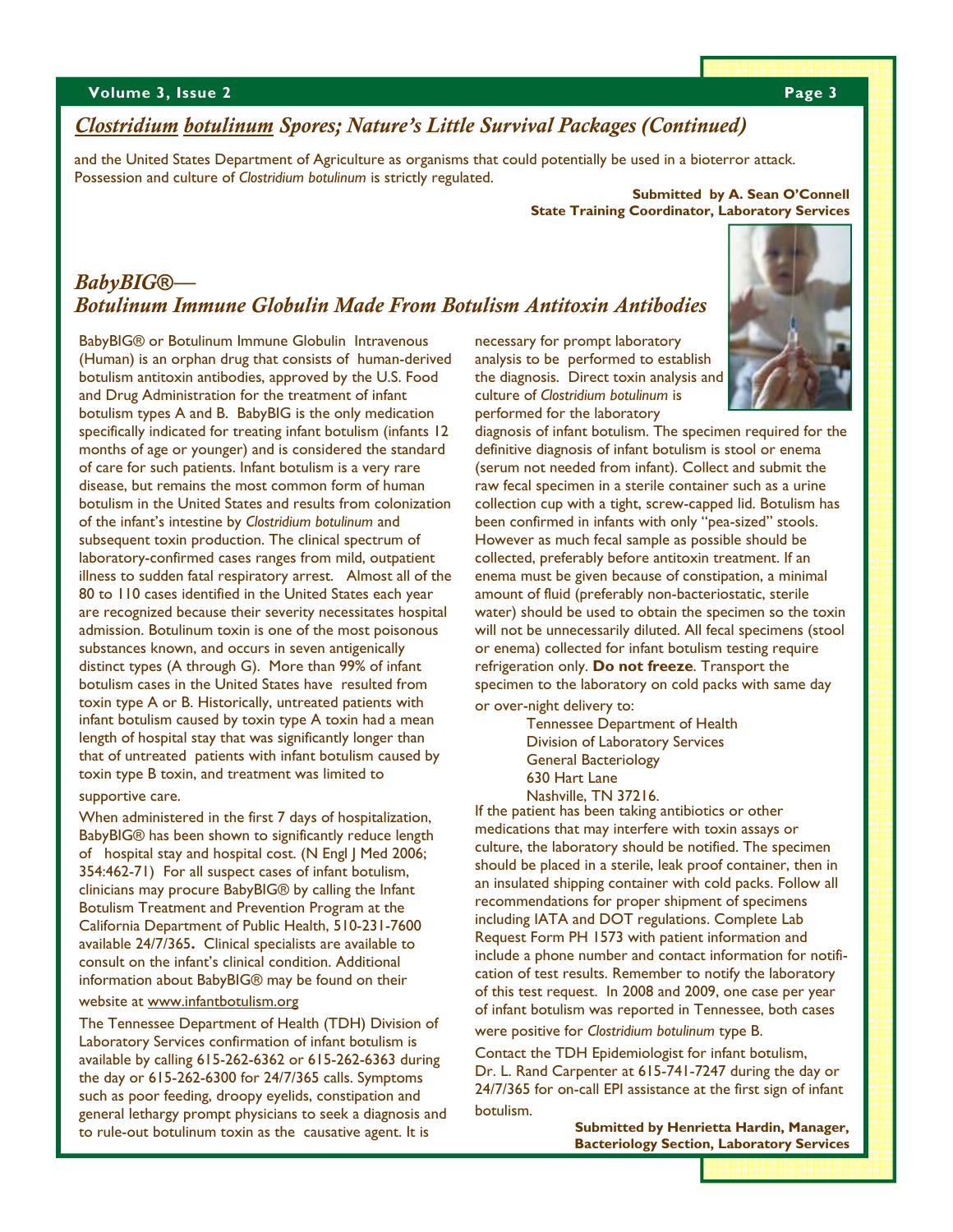## *Clostridium botulinum Spores; Nature's Little Survival Packages (Continued)*

and the United States Department of Agriculture as organisms that could potentially be used in a bioterror attack. Possession and culture of *Clostridium botulinum* is strictly regulated.

**Submitted by A. Sean O'Connell**
**State Training Coordinator, Laboratory Services**

## *BabyBIG®— Botulinum Immune Globulin Made From Botulism Antitoxin Antibodies*

BabyBIG® or Botulinum Immune Globulin Intravenous (Human) is an orphan drug that consists of human-derived botulism antitoxin antibodies, approved by the U.S. Food and Drug Administration for the treatment of infant botulism types A and B. BabyBIG is the only medication specifically indicated for treating infant botulism (infants 12 months of age or younger) and is considered the standard of care for such patients. Infant botulism is a very rare disease, but remains the most common form of human botulism in the United States and results from colonization of the infant's intestine by *Clostridium botulinum* and subsequent toxin production. The clinical spectrum of laboratory-confirmed cases ranges from mild, outpatient illness to sudden fatal respiratory arrest. Almost all of the 80 to 110 cases identified in the United States each year are recognized because their severity necessitates hospital admission. Botulinum toxin is one of the most poisonous substances known, and occurs in seven antigenically distinct types (A through G). More than 99% of infant botulism cases in the United States have resulted from toxin type A or B. Historically, untreated patients with infant botulism caused by toxin type A toxin had a mean length of hospital stay that was significantly longer than that of untreated patients with infant botulism caused by toxin type B toxin, and treatment was limited to supportive care.

When administered in the first 7 days of hospitalization, BabyBIG® has been shown to significantly reduce length of hospital stay and hospital cost. (N Engl J Med 2006; 354:462-71) For all suspect cases of infant botulism, clinicians may procure BabyBIG® by calling the Infant Botulism Treatment and Prevention Program at the California Department of Public Health, 510-231-7600 available 24/7/365**.** Clinical specialists are available to consult on the infant's clinical condition. Additional information about BabyBIG® may be found on their website at www.infantbotulism.org

The Tennessee Department of Health (TDH) Division of Laboratory Services confirmation of infant botulism is available by calling 615-262-6362 or 615-262-6363 during the day or 615-262-6300 for 24/7/365 calls. Symptoms such as poor feeding, droopy eyelids, constipation and general lethargy prompt physicians to seek a diagnosis and to rule-out botulinum toxin as the causative agent. It is necessary for prompt laboratory analysis to be performed to establish the diagnosis. Direct toxin analysis and culture of *Clostridium botulinum* is performed for the laboratory diagnosis of infant botulism. The specimen required for the definitive diagnosis of infant botulism is stool or enema (serum not needed from infant). Collect and submit the raw fecal specimen in a sterile container such as a urine collection cup with a tight, screw-capped lid. Botulism has been confirmed in infants with only "pea-sized" stools. However as much fecal sample as possible should be collected, preferably before antitoxin treatment. If an enema must be given because of constipation, a minimal amount of fluid (preferably non-bacteriostatic, sterile water) should be used to obtain the specimen so the toxin will not be unnecessarily diluted. All fecal specimens (stool or enema) collected for infant botulism testing require refrigeration only. **Do not freeze**. Transport the specimen to the laboratory on cold packs with same day or over-night delivery to:

Tennessee Department of Health
Division of Laboratory Services
General Bacteriology
630 Hart Lane
Nashville, TN 37216.

If the patient has been taking antibiotics or other medications that may interfere with toxin assays or culture, the laboratory should be notified. The specimen should be placed in a sterile, leak proof container, then in an insulated shipping container with cold packs. Follow all recommendations for proper shipment of specimens including IATA and DOT regulations. Complete Lab Request Form PH 1573 with patient information and include a phone number and contact information for notification of test results. Remember to notify the laboratory of this test request. In 2008 and 2009, one case per year of infant botulism was reported in Tennessee, both cases were positive for *Clostridium botulinum* type B.

Contact the TDH Epidemiologist for infant botulism, Dr. L. Rand Carpenter at 615-741-7247 during the day or 24/7/365 for on-call EPI assistance at the first sign of infant botulism.

**Submitted by Henrietta Hardin, Manager,**
**Bacteriology Section, Laboratory Services**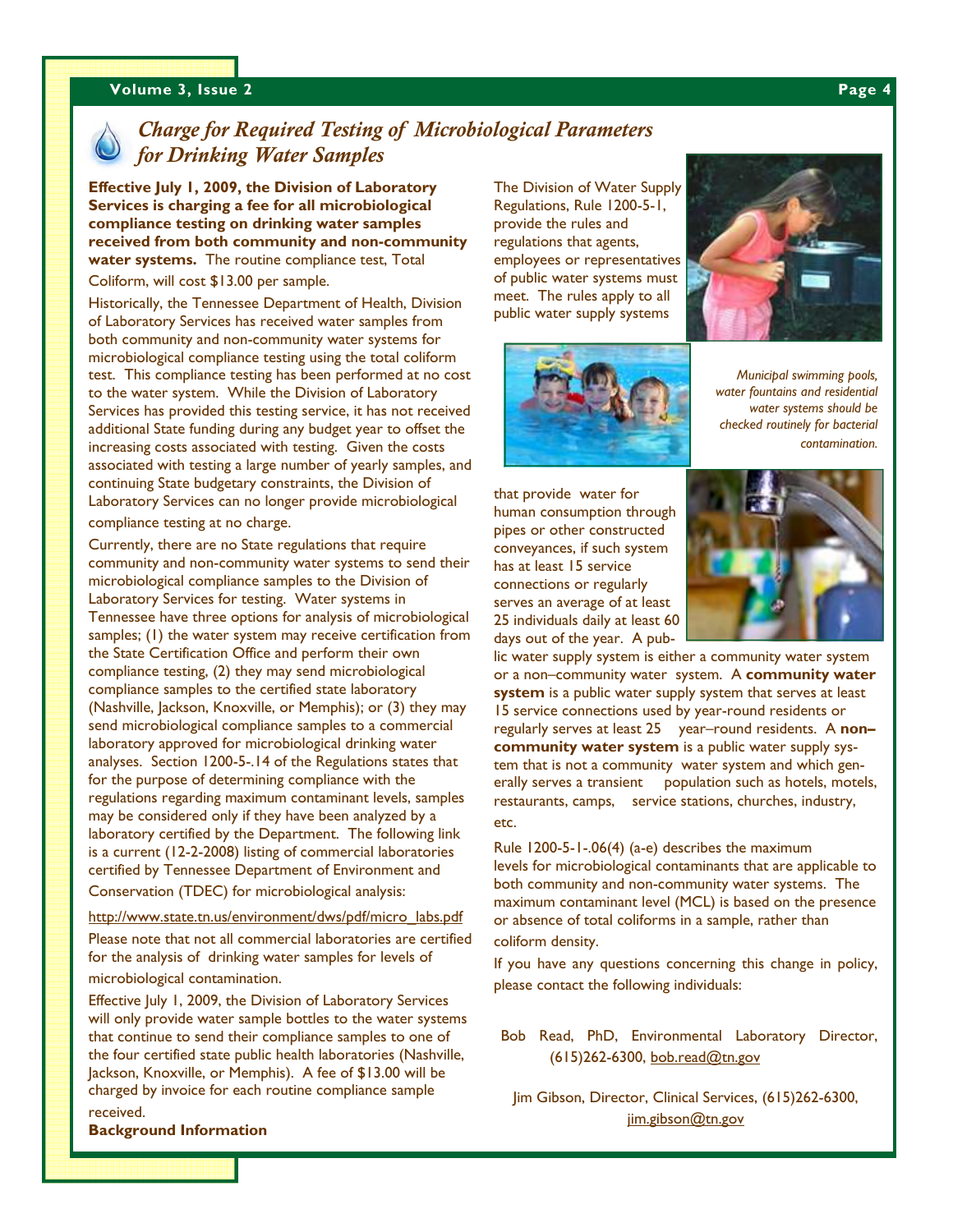## *Charge for Required Testing of Microbiological Parameters for Drinking Water Samples*

**Effective July 1, 2009, the Division of Laboratory Services is charging a fee for all microbiological compliance testing on drinking water samples received from both community and non-community water systems.** The routine compliance test, Total Coliform, will cost $13.00 per sample.

Historically, the Tennessee Department of Health, Division of Laboratory Services has received water samples from both community and non-community water systems for microbiological compliance testing using the total coliform test. This compliance testing has been performed at no cost to the water system. While the Division of Laboratory Services has provided this testing service, it has not received additional State funding during any budget year to offset the increasing costs associated with testing. Given the costs associated with testing a large number of yearly samples, and continuing State budgetary constraints, the Division of Laboratory Services can no longer provide microbiological compliance testing at no charge.

Currently, there are no State regulations that require community and non-community water systems to send their microbiological compliance samples to the Division of Laboratory Services for testing. Water systems in Tennessee have three options for analysis of microbiological samples; (1) the water system may receive certification from the State Certification Office and perform their own compliance testing, (2) they may send microbiological compliance samples to the certified state laboratory (Nashville, Jackson, Knoxville, or Memphis); or (3) they may send microbiological compliance samples to a commercial laboratory approved for microbiological drinking water analyses. Section 1200-5-.14 of the Regulations states that for the purpose of determining compliance with the regulations regarding maximum contaminant levels, samples may be considered only if they have been analyzed by a laboratory certified by the Department. The following link is a current (12-2-2008) listing of commercial laboratories certified by Tennessee Department of Environment and Conservation (TDEC) for microbiological analysis:

http://www.state.tn.us/environment/dws/pdf/micro_labs.pdf

Please note that not all commercial laboratories are certified for the analysis of drinking water samples for levels of microbiological contamination.

Effective July 1, 2009, the Division of Laboratory Services will only provide water sample bottles to the water systems that continue to send their compliance samples to one of the four certified state public health laboratories (Nashville, Jackson, Knoxville, or Memphis). A fee of $13.00 will be charged by invoice for each routine compliance sample received.

**Background Information**

The Division of Water Supply Regulations, Rule 1200-5-1, provide the rules and regulations that agents, employees or representatives of public water systems must meet. The rules apply to all public water supply systems that provide water for human consumption through pipes or other constructed conveyances, if such system has at least 15 service connections or regularly serves an average of at least 25 individuals daily at least 60 days out of the year. A public water supply system is either a community water system or a non–community water system. A **community water system** is a public water supply system that serves at least 15 service connections used by year-round residents or regularly serves at least 25 year–round residents. A **non–community water system** is a public water supply system that is not a community water system and which generally serves a transient population such as hotels, motels, restaurants, camps, service stations, churches, industry, etc.

*Municipal swimming pools, water fountains and residential water systems should be checked routinely for bacterial contamination.*

Rule 1200-5-1-.06(4) (a-e) describes the maximum levels for microbiological contaminants that are applicable to both community and non-community water systems. The maximum contaminant level (MCL) is based on the presence or absence of total coliforms in a sample, rather than coliform density.

If you have any questions concerning this change in policy, please contact the following individuals:

Bob Read, PhD, Environmental Laboratory Director, (615)262-6300, bob.read@tn.gov

Jim Gibson, Director, Clinical Services, (615)262-6300, jim.gibson@tn.gov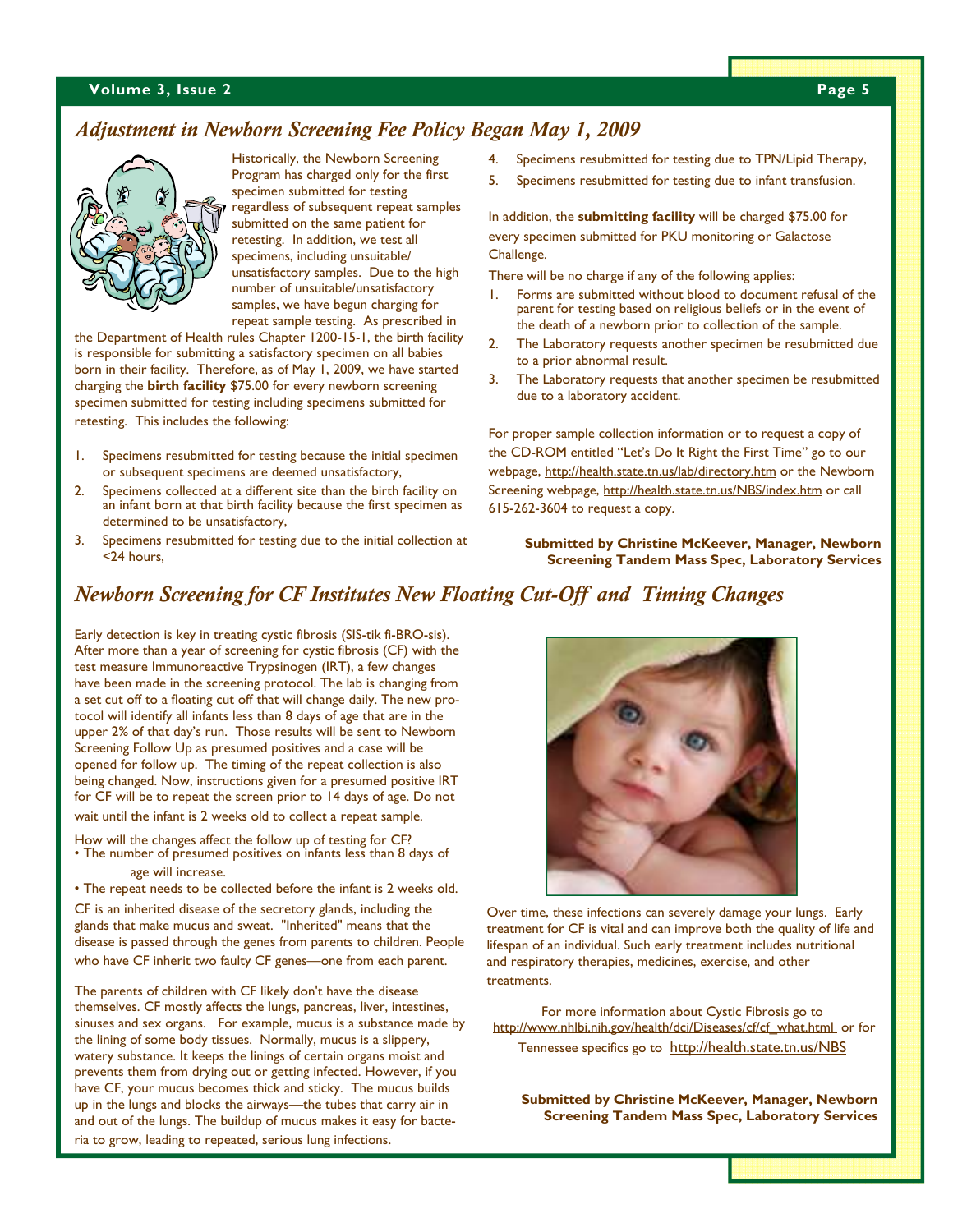## *Adjustment in Newborn Screening Fee Policy Began May 1, 2009*

Historically, the Newborn Screening Program has charged only for the first specimen submitted for testing regardless of subsequent repeat samples submitted on the same patient for retesting. In addition, we test all specimens, including unsuitable/unsatisfactory samples. Due to the high number of unsuitable/unsatisfactory samples, we have begun charging for repeat sample testing. As prescribed in the Department of Health rules Chapter 1200-15-1, the birth facility is responsible for submitting a satisfactory specimen on all babies born in their facility. Therefore, as of May 1, 2009, we have started charging the **birth facility** $75.00 for every newborn screening specimen submitted for testing including specimens submitted for retesting. This includes the following:

1. Specimens resubmitted for testing because the initial specimen or subsequent specimens are deemed unsatisfactory,
2. Specimens collected at a different site than the birth facility on an infant born at that birth facility because the first specimen as determined to be unsatisfactory,
3. Specimens resubmitted for testing due to the initial collection at <24 hours,
4. Specimens resubmitted for testing due to TPN/Lipid Therapy,
5. Specimens resubmitted for testing due to infant transfusion.

In addition, the **submitting facility** will be charged $75.00 for every specimen submitted for PKU monitoring or Galactose Challenge.

There will be no charge if any of the following applies:

1. Forms are submitted without blood to document refusal of the parent for testing based on religious beliefs or in the event of the death of a newborn prior to collection of the sample.
2. The Laboratory requests another specimen be resubmitted due to a prior abnormal result.
3. The Laboratory requests that another specimen be resubmitted due to a laboratory accident.

For proper sample collection information or to request a copy of the CD-ROM entitled "Let's Do It Right the First Time" go to our webpage, http://health.state.tn.us/lab/directory.htm or the Newborn Screening webpage, http://health.state.tn.us/NBS/index.htm or call 615-262-3604 to request a copy.

**Submitted by Christine McKeever, Manager, Newborn Screening Tandem Mass Spec, Laboratory Services**

## *Newborn Screening for CF Institutes New Floating Cut-Off and Timing Changes*

Early detection is key in treating cystic fibrosis (SIS-tik fi-BRO-sis). After more than a year of screening for cystic fibrosis (CF) with the test measure Immunoreactive Trypsinogen (IRT), a few changes have been made in the screening protocol. The lab is changing from a set cut off to a floating cut off that will change daily. The new protocol will identify all infants less than 8 days of age that are in the upper 2% of that day's run. Those results will be sent to Newborn Screening Follow Up as presumed positives and a case will be opened for follow up. The timing of the repeat collection is also being changed. Now, instructions given for a presumed positive IRT for CF will be to repeat the screen prior to 14 days of age. Do not wait until the infant is 2 weeks old to collect a repeat sample.

How will the changes affect the follow up of testing for CF?

- The number of presumed positives on infants less than 8 days of age will increase.
- The repeat needs to be collected before the infant is 2 weeks old.

CF is an inherited disease of the secretory glands, including the glands that make mucus and sweat. "Inherited" means that the disease is passed through the genes from parents to children. People who have CF inherit two faulty CF genes—one from each parent.

The parents of children with CF likely don't have the disease themselves. CF mostly affects the lungs, pancreas, liver, intestines, sinuses and sex organs. For example, mucus is a substance made by the lining of some body tissues. Normally, mucus is a slippery, watery substance. It keeps the linings of certain organs moist and prevents them from drying out or getting infected. However, if you have CF, your mucus becomes thick and sticky. The mucus builds up in the lungs and blocks the airways—the tubes that carry air in and out of the lungs. The buildup of mucus makes it easy for bacteria to grow, leading to repeated, serious lung infections.

Over time, these infections can severely damage your lungs. Early treatment for CF is vital and can improve both the quality of life and lifespan of an individual. Such early treatment includes nutritional and respiratory therapies, medicines, exercise, and other treatments.

For more information about Cystic Fibrosis go to http://www.nhlbi.nih.gov/health/dci/Diseases/cf/cf_what.html or for Tennessee specifics go to http://health.state.tn.us/NBS

**Submitted by Christine McKeever, Manager, Newborn Screening Tandem Mass Spec, Laboratory Services**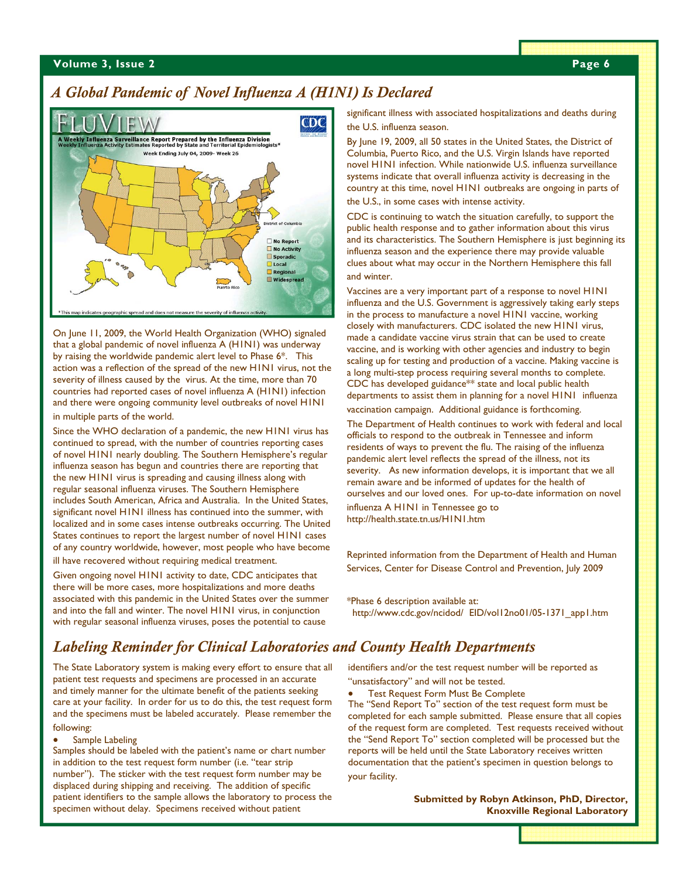## *A Global Pandemic of Novel Influenza A (H1N1) Is Declared*

FLUVIEW
A Weekly Influenza Surveillance Report Prepared by the Influenza Division
Weekly Influenza Activity Estimates Reported by State and Territorial Epidemiologists*
Week Ending July 04, 2009- Week 26
District of Columbia
No Report
No Activity
Sporadic
Local
Regional
Widespread
Puerto Rico
*This map indicates geographic spread and does not measure the severity of influenza activity.

On June 11, 2009, the World Health Organization (WHO) signaled that a global pandemic of novel influenza A (H1N1) was underway by raising the worldwide pandemic alert level to Phase 6*. This action was a reflection of the spread of the new H1N1 virus, not the severity of illness caused by the virus. At the time, more than 70 countries had reported cases of novel influenza A (H1N1) infection and there were ongoing community level outbreaks of novel H1N1 in multiple parts of the world.

Since the WHO declaration of a pandemic, the new H1N1 virus has continued to spread, with the number of countries reporting cases of novel H1N1 nearly doubling. The Southern Hemisphere's regular influenza season has begun and countries there are reporting that the new H1N1 virus is spreading and causing illness along with regular seasonal influenza viruses. The Southern Hemisphere includes South American, Africa and Australia. In the United States, significant novel H1N1 illness has continued into the summer, with localized and in some cases intense outbreaks occurring. The United States continues to report the largest number of novel H1N1 cases of any country worldwide, however, most people who have become ill have recovered without requiring medical treatment.

Given ongoing novel H1N1 activity to date, CDC anticipates that there will be more cases, more hospitalizations and more deaths associated with this pandemic in the United States over the summer and into the fall and winter. The novel H1N1 virus, in conjunction with regular seasonal influenza viruses, poses the potential to cause significant illness with associated hospitalizations and deaths during the U.S. influenza season.

By June 19, 2009, all 50 states in the United States, the District of Columbia, Puerto Rico, and the U.S. Virgin Islands have reported novel H1N1 infection. While nationwide U.S. influenza surveillance systems indicate that overall influenza activity is decreasing in the country at this time, novel H1N1 outbreaks are ongoing in parts of the U.S., in some cases with intense activity.

CDC is continuing to watch the situation carefully, to support the public health response and to gather information about this virus and its characteristics. The Southern Hemisphere is just beginning its influenza season and the experience there may provide valuable clues about what may occur in the Northern Hemisphere this fall and winter.

Vaccines are a very important part of a response to novel H1N1 influenza and the U.S. Government is aggressively taking early steps in the process to manufacture a novel H1N1 vaccine, working closely with manufacturers. CDC isolated the new H1N1 virus, made a candidate vaccine virus strain that can be used to create vaccine, and is working with other agencies and industry to begin scaling up for testing and production of a vaccine. Making vaccine is a long multi-step process requiring several months to complete. CDC has developed guidance** state and local public health departments to assist them in planning for a novel H1N1 influenza vaccination campaign. Additional guidance is forthcoming.

The Department of Health continues to work with federal and local officials to respond to the outbreak in Tennessee and inform residents of ways to prevent the flu. The raising of the influenza pandemic alert level reflects the spread of the illness, not its severity. As new information develops, it is important that we all remain aware and be informed of updates for the health of ourselves and our loved ones. For up-to-date information on novel influenza A H1N1 in Tennessee go to http://health.state.tn.us/H1N1.htm

Reprinted information from the Department of Health and Human Services, Center for Disease Control and Prevention, July 2009

*Phase 6 description available at:
http://www.cdc.gov/ncidod/ EID/vol12no01/05-1371_app1.htm

## *Labeling Reminder for Clinical Laboratories and County Health Departments*

The State Laboratory system is making every effort to ensure that all patient test requests and specimens are processed in an accurate and timely manner for the ultimate benefit of the patients seeking care at your facility. In order for us to do this, the test request form and the specimens must be labeled accurately. Please remember the following:

- Sample Labeling

Samples should be labeled with the patient's name or chart number in addition to the test request form number (i.e. "tear strip number"). The sticker with the test request form number may be displaced during shipping and receiving. The addition of specific patient identifiers to the sample allows the laboratory to process the specimen without delay. Specimens received without patient identifiers and/or the test request number will be reported as "unsatisfactory" and will not be tested.

- Test Request Form Must Be Complete

The "Send Report To" section of the test request form must be completed for each sample submitted. Please ensure that all copies of the request form are completed. Test requests received without the "Send Report To" section completed will be processed but the reports will be held until the State Laboratory receives written documentation that the patient's specimen in question belongs to your facility.

**Submitted by Robyn Atkinson, PhD, Director, Knoxville Regional Laboratory**